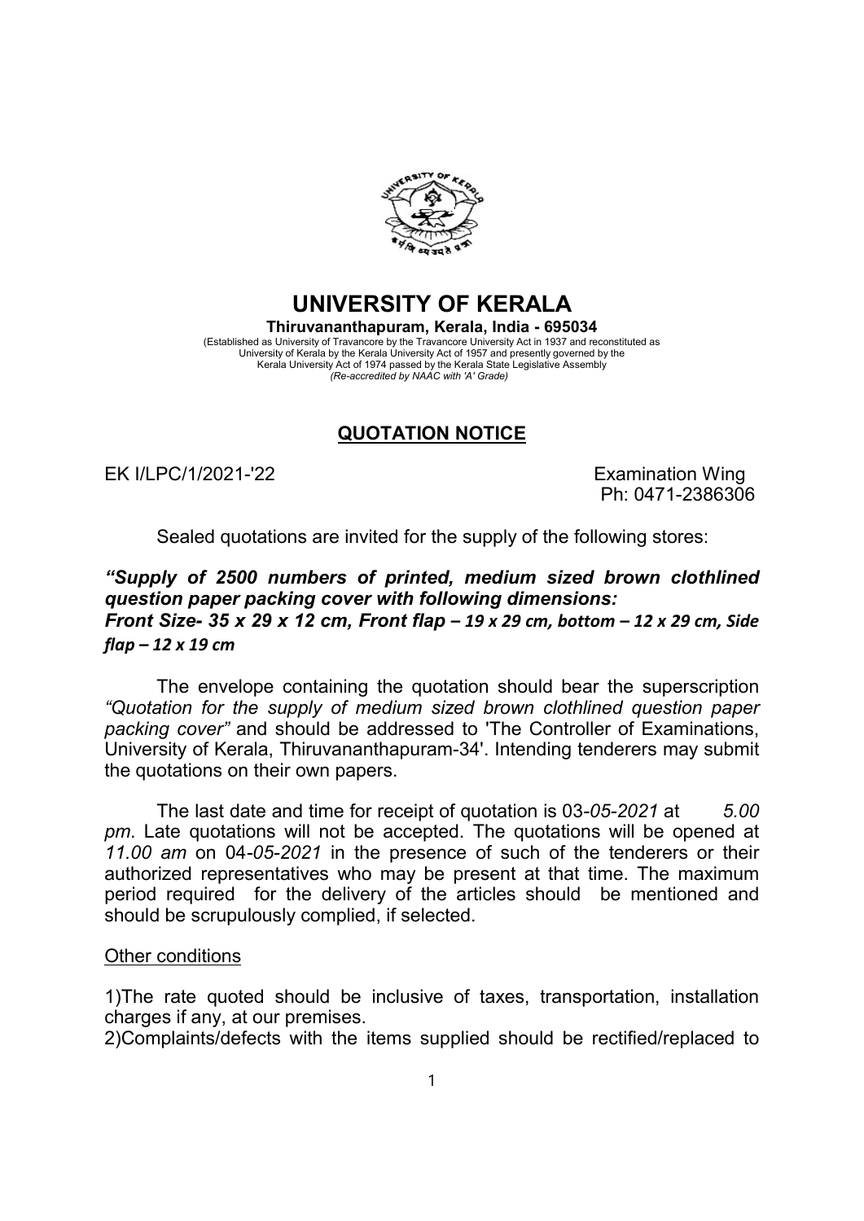# UNIVERSITY OF KERALA

**Thiruvananthapuram, Kerala, India - 695034**

(Established as University of Travancore by the Travancore University Act in 1937 and reconstituted as University of Kerala by the Kerala University Act of 1957 and presently governed by the Kerala University Act of 1974 passed by the Kerala State Legislative Assembly
*(Re-accredited by NAAC with 'A' Grade)*

## QUOTATION NOTICE

EK I/LPC/1/2021-'22

Examination Wing
Ph: 0471-2386306

Sealed quotations are invited for the supply of the following stores:

***"Supply of 2500 numbers of printed, medium sized brown clothlined question paper packing cover with following dimensions:***
***Front Size- 35 x 29 x 12 cm, Front flap – 19 x 29 cm, bottom – 12 x 29 cm, Side flap – 12 x 19 cm***

The envelope containing the quotation should bear the superscription *"Quotation for the supply of medium sized brown clothlined question paper packing cover"* and should be addressed to 'The Controller of Examinations, University of Kerala, Thiruvananthapuram-34'. Intending tenderers may submit the quotations on their own papers.

The last date and time for receipt of quotation is 03-*05-2021* at *5.00 pm*. Late quotations will not be accepted. The quotations will be opened at *11.00 am* on 04-*05-2021* in the presence of such of the tenderers or their authorized representatives who may be present at that time. The maximum period required for the delivery of the articles should be mentioned and should be scrupulously complied, if selected.

Other conditions

1)The rate quoted should be inclusive of taxes, transportation, installation charges if any, at our premises.

2)Complaints/defects with the items supplied should be rectified/replaced to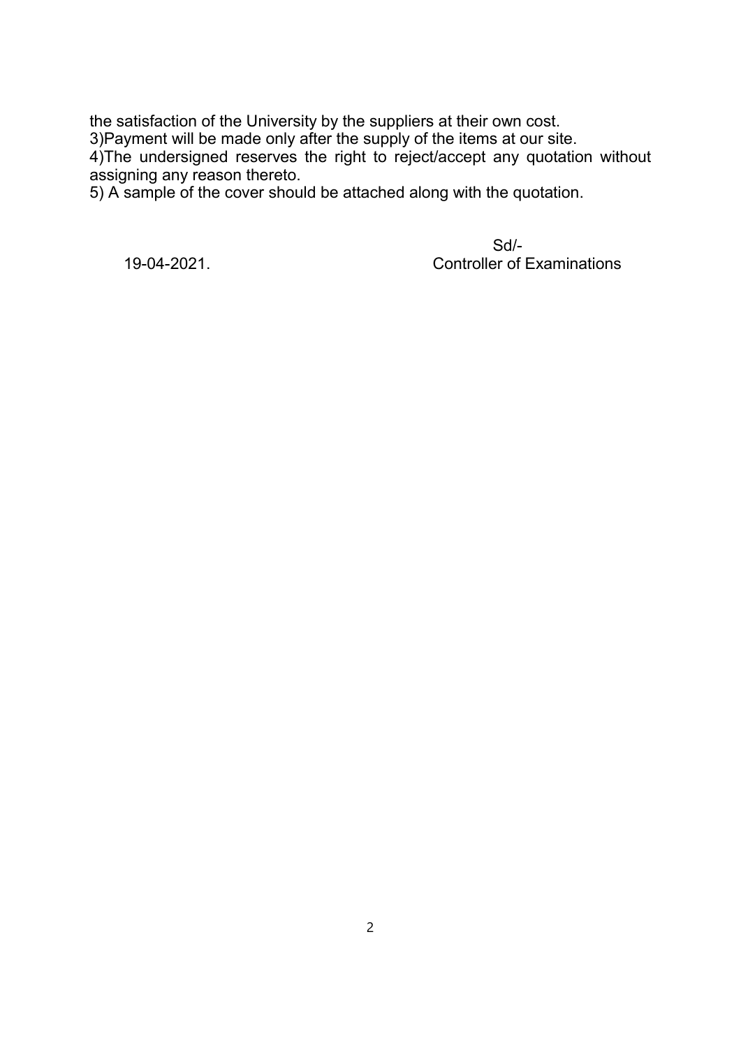the satisfaction of the University by the suppliers at their own cost.

3)Payment will be made only after the supply of the items at our site.

4)The undersigned reserves the right to reject/accept any quotation without assigning any reason thereto.

5) A sample of the cover should be attached along with the quotation.

Sd/-

19-04-2021.

Controller of Examinations